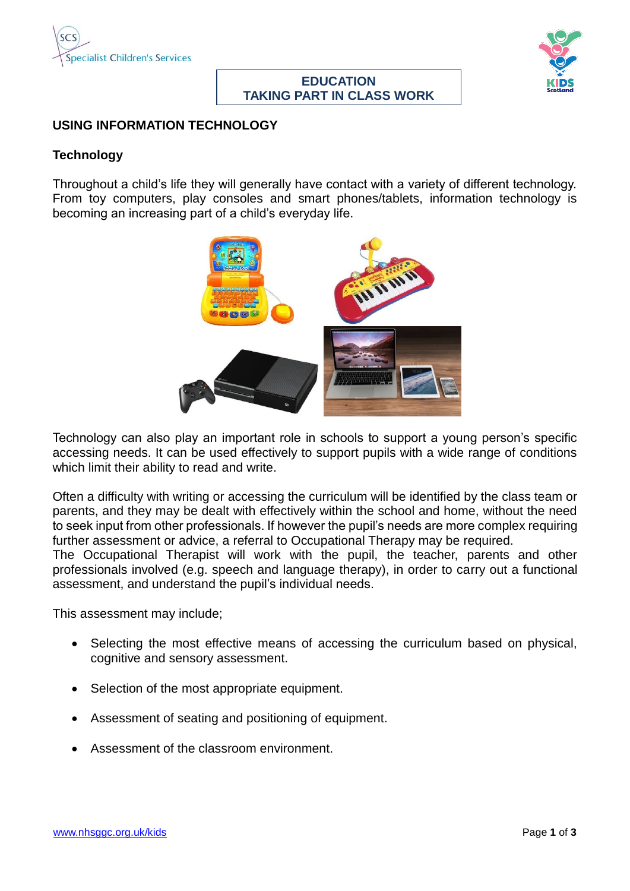## EDUCATION
## TAKING PART IN CLASS WORK

### USING INFORMATION TECHNOLOGY

**Technology**

Throughout a child's life they will generally have contact with a variety of different technology. From toy computers, play consoles and smart phones/tablets, information technology is becoming an increasing part of a child's everyday life.

Technology can also play an important role in schools to support a young person's specific accessing needs. It can be used effectively to support pupils with a wide range of conditions which limit their ability to read and write.

Often a difficulty with writing or accessing the curriculum will be identified by the class team or parents, and they may be dealt with effectively within the school and home, without the need to seek input from other professionals. If however the pupil's needs are more complex requiring further assessment or advice, a referral to Occupational Therapy may be required.
The Occupational Therapist will work with the pupil, the teacher, parents and other professionals involved (e.g. speech and language therapy), in order to carry out a functional assessment, and understand the pupil's individual needs.

This assessment may include;

- Selecting the most effective means of accessing the curriculum based on physical, cognitive and sensory assessment.
- Selection of the most appropriate equipment.
- Assessment of seating and positioning of equipment.
- Assessment of the classroom environment.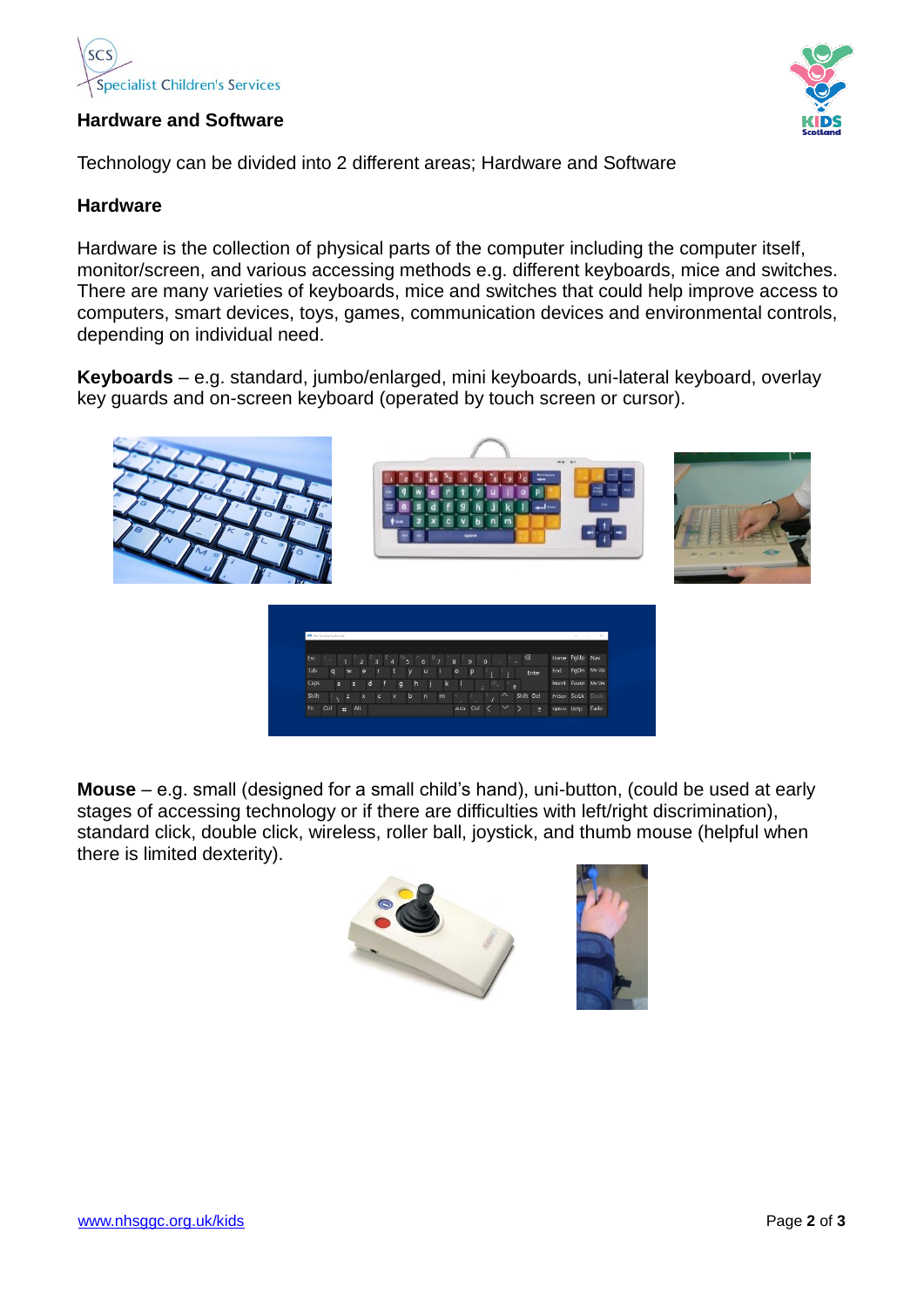**Hardware and Software**

Technology can be divided into 2 different areas; Hardware and Software

**Hardware**

Hardware is the collection of physical parts of the computer including the computer itself, monitor/screen, and various accessing methods e.g. different keyboards, mice and switches. There are many varieties of keyboards, mice and switches that could help improve access to computers, smart devices, toys, games, communication devices and environmental controls, depending on individual need.

**Keyboards** – e.g. standard, jumbo/enlarged, mini keyboards, uni-lateral keyboard, overlay key guards and on-screen keyboard (operated by touch screen or cursor).

**Mouse** – e.g. small (designed for a small child's hand), uni-button, (could be used at early stages of accessing technology or if there are difficulties with left/right discrimination), standard click, double click, wireless, roller ball, joystick, and thumb mouse (helpful when there is limited dexterity).

[www.nhsggc.org.uk/kids](http://www.nhsggc.org.uk/kids)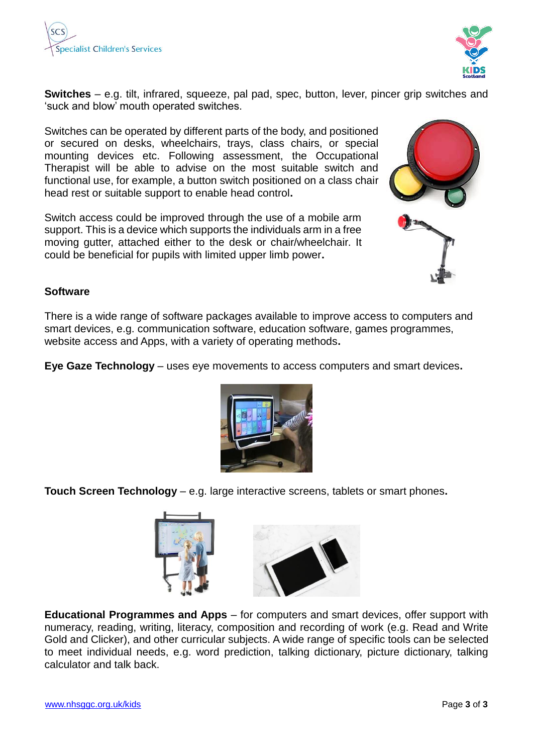**Switches** – e.g. tilt, infrared, squeeze, pal pad, spec, button, lever, pincer grip switches and 'suck and blow' mouth operated switches.

Switches can be operated by different parts of the body, and positioned or secured on desks, wheelchairs, trays, class chairs, or special mounting devices etc. Following assessment, the Occupational Therapist will be able to advise on the most suitable switch and functional use, for example, a button switch positioned on a class chair head rest or suitable support to enable head control.

Switch access could be improved through the use of a mobile arm support. This is a device which supports the individuals arm in a free moving gutter, attached either to the desk or chair/wheelchair. It could be beneficial for pupils with limited upper limb power.

**Software**

There is a wide range of software packages available to improve access to computers and smart devices, e.g. communication software, education software, games programmes, website access and Apps, with a variety of operating methods.

**Eye Gaze Technology** – uses eye movements to access computers and smart devices.

**Touch Screen Technology** – e.g. large interactive screens, tablets or smart phones.

**Educational Programmes and Apps** – for computers and smart devices, offer support with numeracy, reading, writing, literacy, composition and recording of work (e.g. Read and Write Gold and Clicker), and other curricular subjects. A wide range of specific tools can be selected to meet individual needs, e.g. word prediction, talking dictionary, picture dictionary, talking calculator and talk back.

www.nhsggc.org.uk/kids